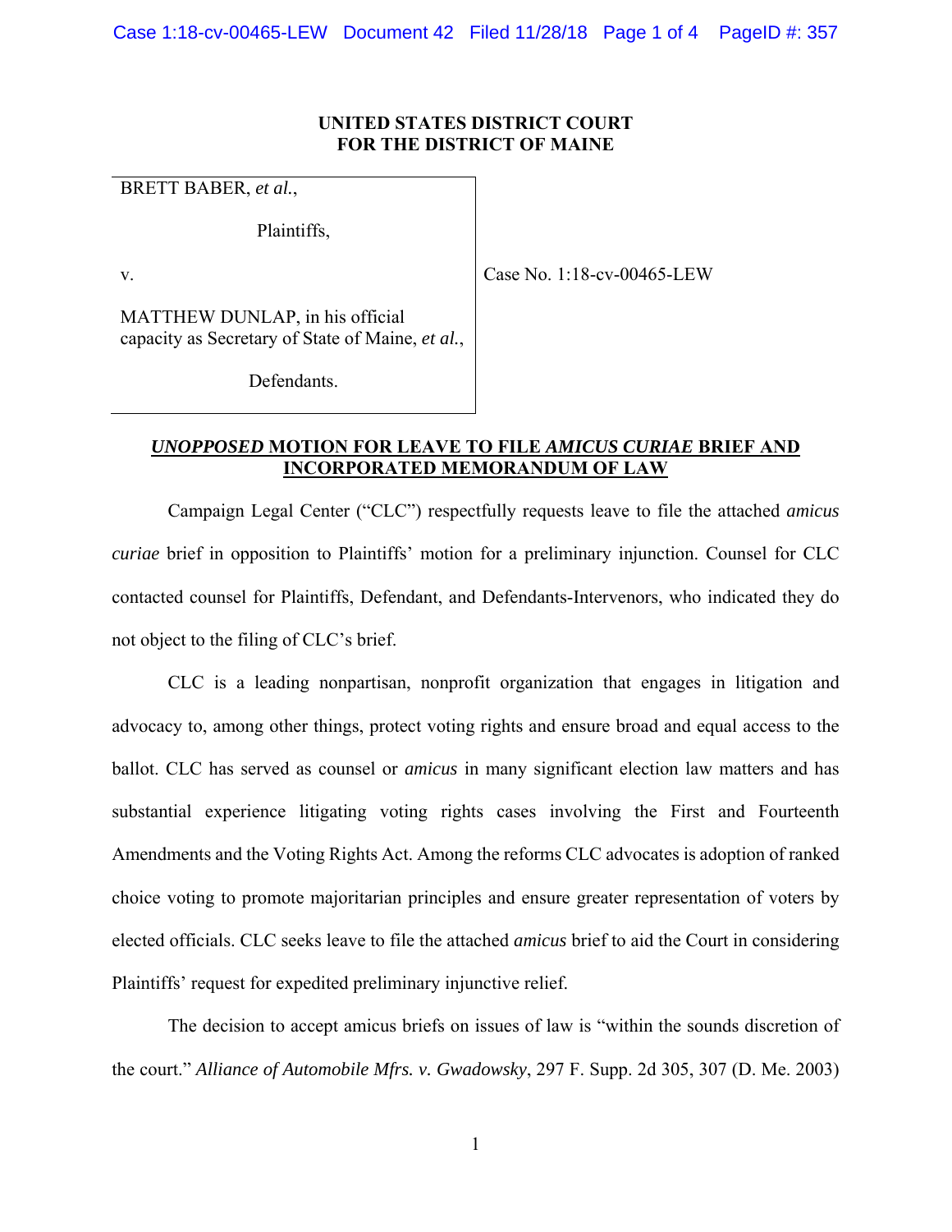**UNITED STATES DISTRICT COURT**
**FOR THE DISTRICT OF MAINE**

| | |
|---|---|
| BRETT BABER, *et al.*,<br><br>Plaintiffs,<br><br>v.<br><br>MATTHEW DUNLAP, in his official capacity as Secretary of State of Maine, *et al.*,<br><br>Defendants. | Case No. 1:18-cv-00465-LEW |

## ***UNOPPOSED* MOTION FOR LEAVE TO FILE *AMICUS CURIAE* BRIEF AND INCORPORATED MEMORANDUM OF LAW**

Campaign Legal Center ("CLC") respectfully requests leave to file the attached *amicus curiae* brief in opposition to Plaintiffs' motion for a preliminary injunction. Counsel for CLC contacted counsel for Plaintiffs, Defendant, and Defendants-Intervenors, who indicated they do not object to the filing of CLC's brief.

CLC is a leading nonpartisan, nonprofit organization that engages in litigation and advocacy to, among other things, protect voting rights and ensure broad and equal access to the ballot. CLC has served as counsel or *amicus* in many significant election law matters and has substantial experience litigating voting rights cases involving the First and Fourteenth Amendments and the Voting Rights Act. Among the reforms CLC advocates is adoption of ranked choice voting to promote majoritarian principles and ensure greater representation of voters by elected officials. CLC seeks leave to file the attached *amicus* brief to aid the Court in considering Plaintiffs' request for expedited preliminary injunctive relief.

The decision to accept amicus briefs on issues of law is "within the sounds discretion of the court." *Alliance of Automobile Mfrs. v. Gwadowsky*, 297 F. Supp. 2d 305, 307 (D. Me. 2003)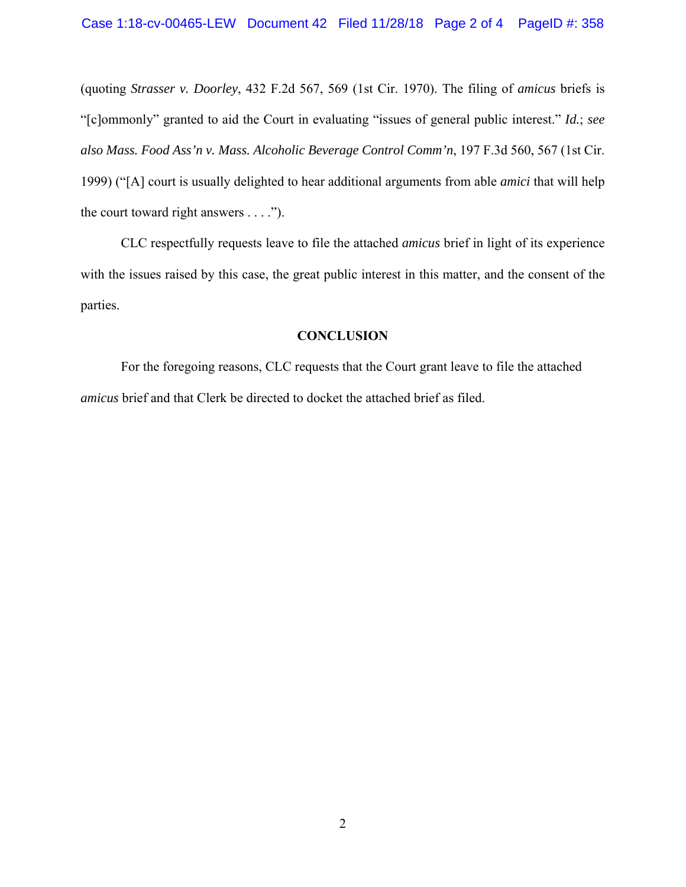(quoting *Strasser v. Doorley*, 432 F.2d 567, 569 (1st Cir. 1970). The filing of *amicus* briefs is "[c]ommonly" granted to aid the Court in evaluating "issues of general public interest." *Id.*; *see also Mass. Food Ass'n v. Mass. Alcoholic Beverage Control Comm'n*, 197 F.3d 560, 567 (1st Cir. 1999) ("[A] court is usually delighted to hear additional arguments from able *amici* that will help the court toward right answers . . . .").

CLC respectfully requests leave to file the attached *amicus* brief in light of its experience with the issues raised by this case, the great public interest in this matter, and the consent of the parties.

**CONCLUSION**

For the foregoing reasons, CLC requests that the Court grant leave to file the attached *amicus* brief and that Clerk be directed to docket the attached brief as filed.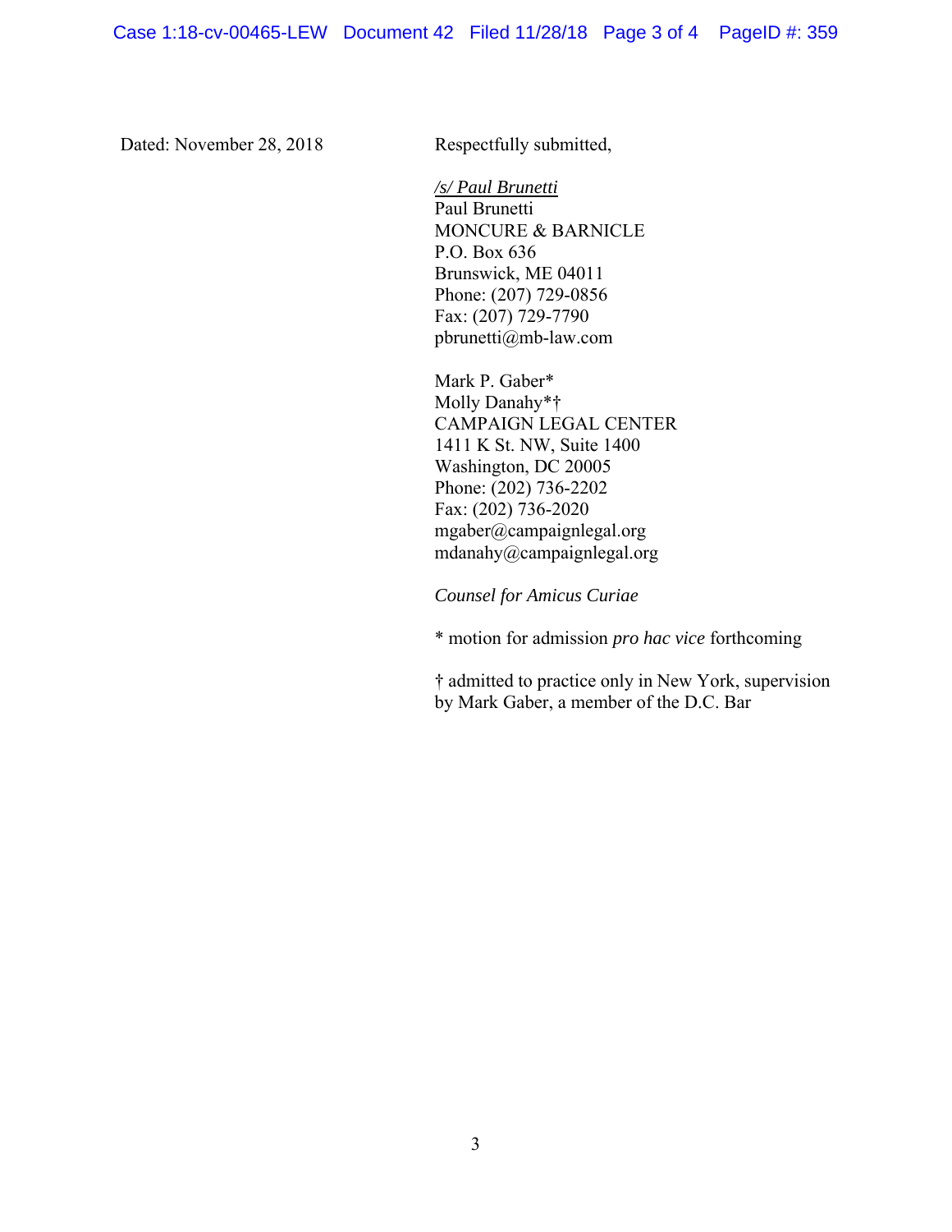Dated: November 28, 2018

Respectfully submitted,

*/s/ Paul Brunetti*
Paul Brunetti
MONCURE & BARNICLE
P.O. Box 636
Brunswick, ME 04011
Phone: (207) 729-0856
Fax: (207) 729-7790
pbrunetti@mb-law.com

Mark P. Gaber*
Molly Danahy*†
CAMPAIGN LEGAL CENTER
1411 K St. NW, Suite 1400
Washington, DC 20005
Phone: (202) 736-2202
Fax: (202) 736-2020
mgaber@campaignlegal.org
mdanahy@campaignlegal.org

*Counsel for Amicus Curiae*

* motion for admission *pro hac vice* forthcoming

† admitted to practice only in New York, supervision by Mark Gaber, a member of the D.C. Bar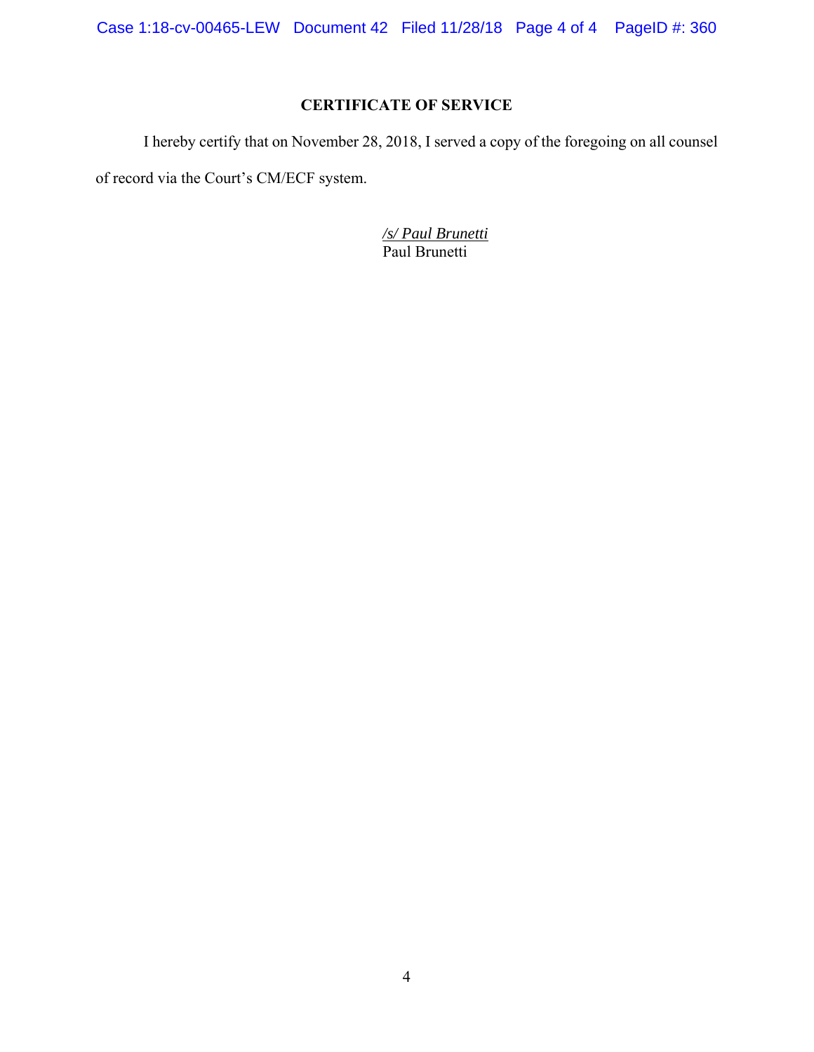## CERTIFICATE OF SERVICE

I hereby certify that on November 28, 2018, I served a copy of the foregoing on all counsel of record via the Court's CM/ECF system.

*/s/ Paul Brunetti*
Paul Brunetti